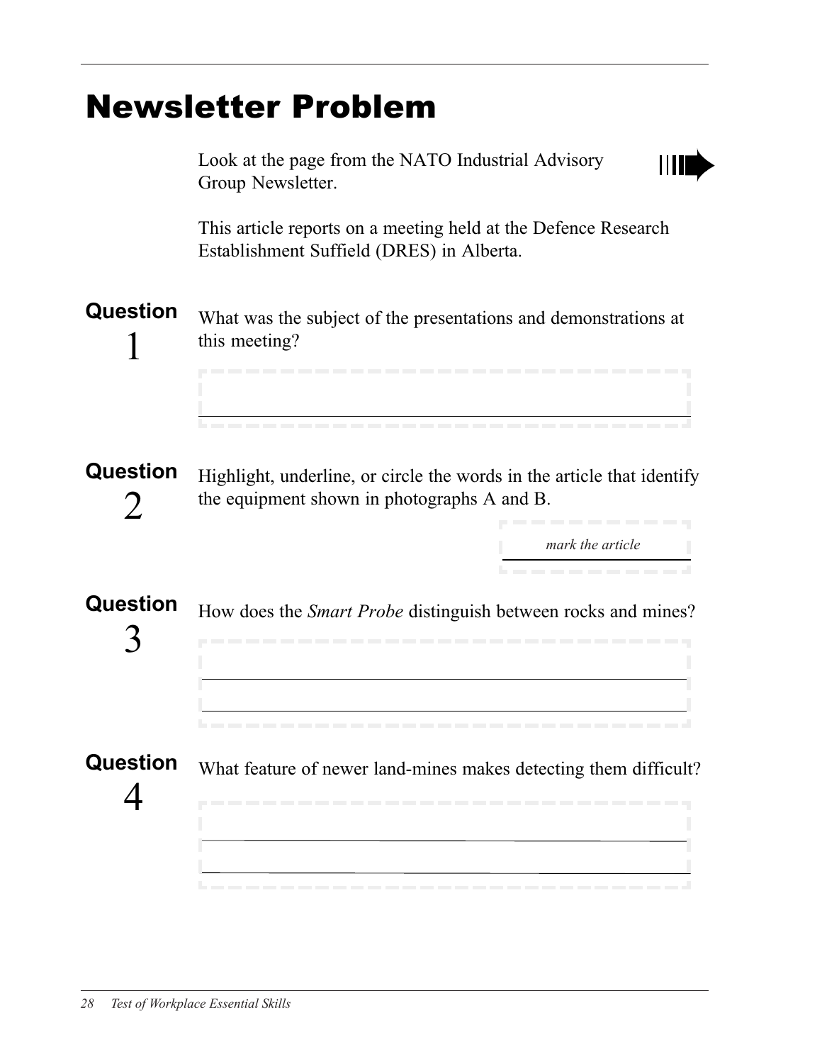# Newsletter Problem

Look at the page from the NATO Industrial Advisory Group Newsletter.

This article reports on a meeting held at the Defence Research Establishment Suffield (DRES) in Alberta.

**Question 1**

What was the subject of the presentations and demonstrations at this meeting?

**Question 2**

Highlight, underline, or circle the words in the article that identify the equipment shown in photographs A and B.

*mark the article*

**Question 3**

How does the *Smart Probe* distinguish between rocks and mines?

**Question 4**

What feature of newer land-mines makes detecting them difficult?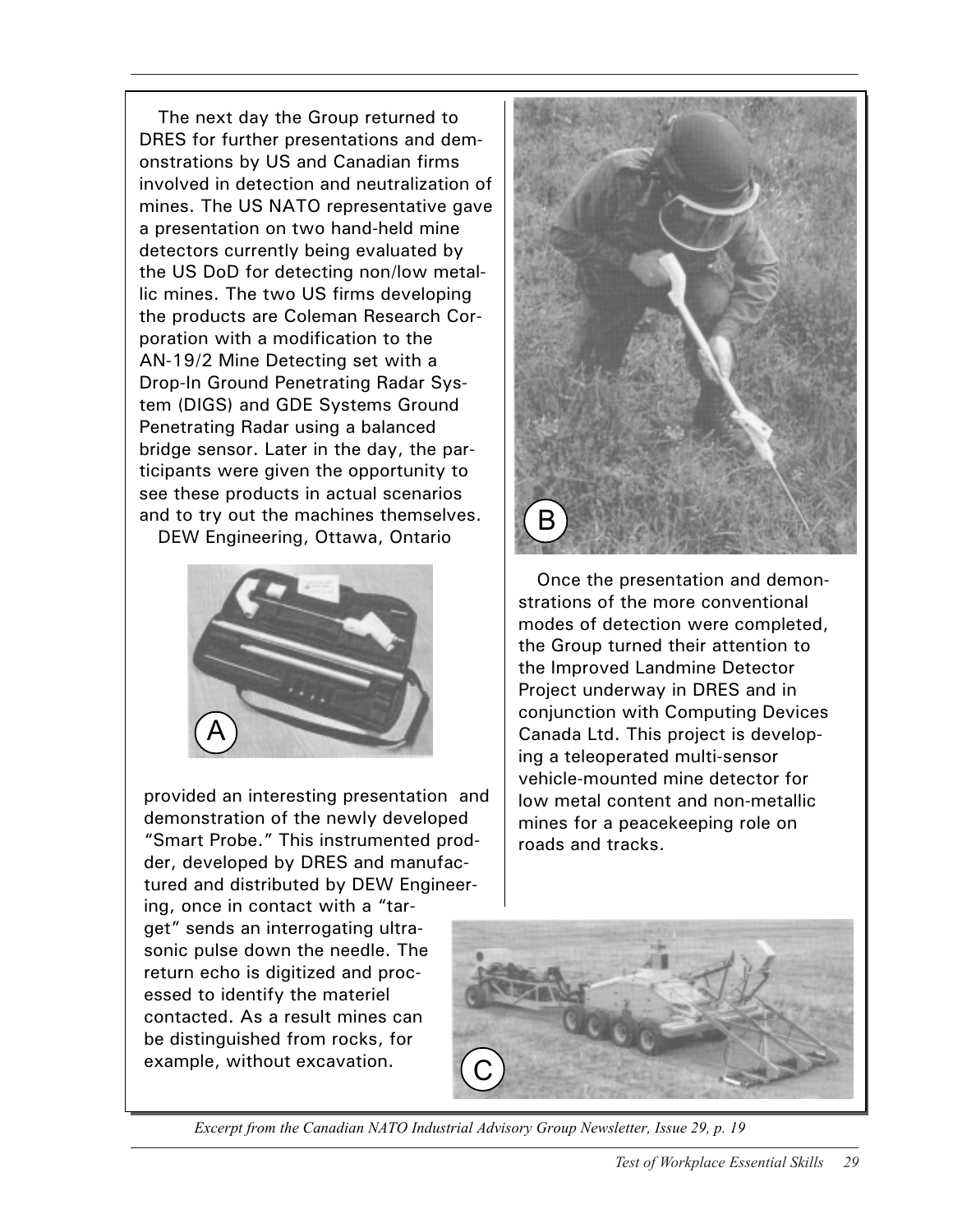The next day the Group returned to DRES for further presentations and demonstrations by US and Canadian firms involved in detection and neutralization of mines. The US NATO representative gave a presentation on two hand-held mine detectors currently being evaluated by the US DoD for detecting non/low metallic mines. The two US firms developing the products are Coleman Research Corporation with a modification to the AN-19/2 Mine Detecting set with a Drop-In Ground Penetrating Radar System (DIGS) and GDE Systems Ground Penetrating Radar using a balanced bridge sensor. Later in the day, the participants were given the opportunity to see these products in actual scenarios and to try out the machines themselves.

DEW Engineering, Ottawa, Ontario provided an interesting presentation and demonstration of the newly developed "Smart Probe." This instrumented prodder, developed by DRES and manufactured and distributed by DEW Engineering, once in contact with a "target" sends an interrogating ultrasonic pulse down the needle. The return echo is digitized and processed to identify the materiel contacted. As a result mines can be distinguished from rocks, for example, without excavation.

A

B

Once the presentation and demonstrations of the more conventional modes of detection were completed, the Group turned their attention to the Improved Landmine Detector Project underway in DRES and in conjunction with Computing Devices Canada Ltd. This project is developing a teleoperated multi-sensor vehicle-mounted mine detector for low metal content and non-metallic mines for a peacekeeping role on roads and tracks.

C

*Excerpt from the Canadian NATO Industrial Advisory Group Newsletter, Issue 29, p. 19*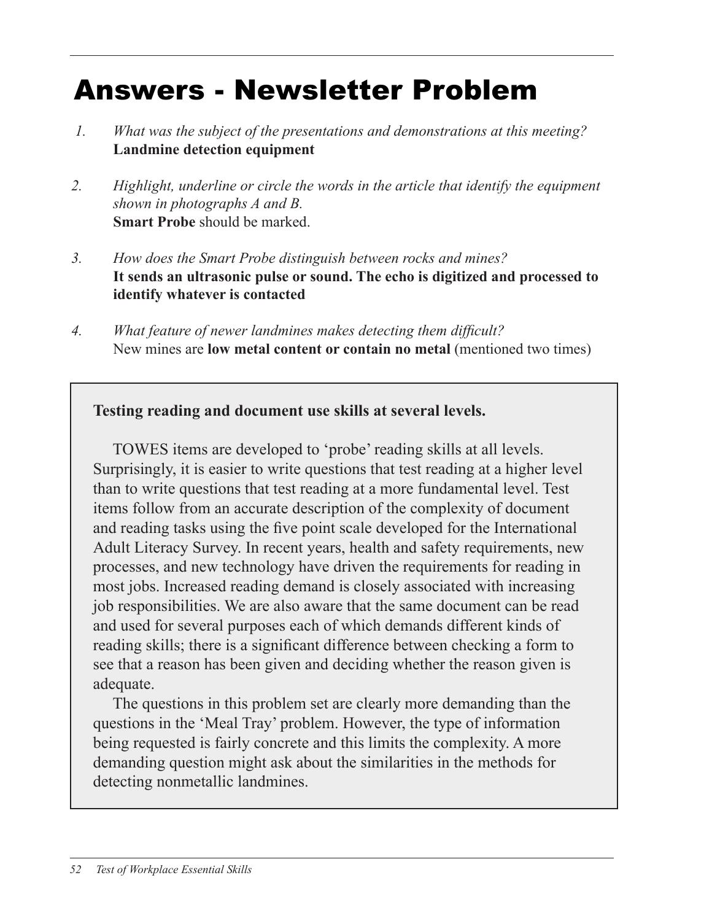# Answers - Newsletter Problem

1. *What was the subject of the presentations and demonstrations at this meeting?*
   **Landmine detection equipment**

2. *Highlight, underline or circle the words in the article that identify the equipment shown in photographs A and B.*
   **Smart Probe** should be marked.

3. *How does the Smart Probe distinguish between rocks and mines?*
   **It sends an ultrasonic pulse or sound. The echo is digitized and processed to identify whatever is contacted**

4. *What feature of newer landmines makes detecting them difficult?*
   New mines are **low metal content or contain no metal** (mentioned two times)

**Testing reading and document use skills at several levels.**

TOWES items are developed to 'probe' reading skills at all levels. Surprisingly, it is easier to write questions that test reading at a higher level than to write questions that test reading at a more fundamental level. Test items follow from an accurate description of the complexity of document and reading tasks using the five point scale developed for the International Adult Literacy Survey. In recent years, health and safety requirements, new processes, and new technology have driven the requirements for reading in most jobs. Increased reading demand is closely associated with increasing job responsibilities. We are also aware that the same document can be read and used for several purposes each of which demands different kinds of reading skills; there is a significant difference between checking a form to see that a reason has been given and deciding whether the reason given is adequate.

The questions in this problem set are clearly more demanding than the questions in the 'Meal Tray' problem. However, the type of information being requested is fairly concrete and this limits the complexity. A more demanding question might ask about the similarities in the methods for detecting nonmetallic landmines.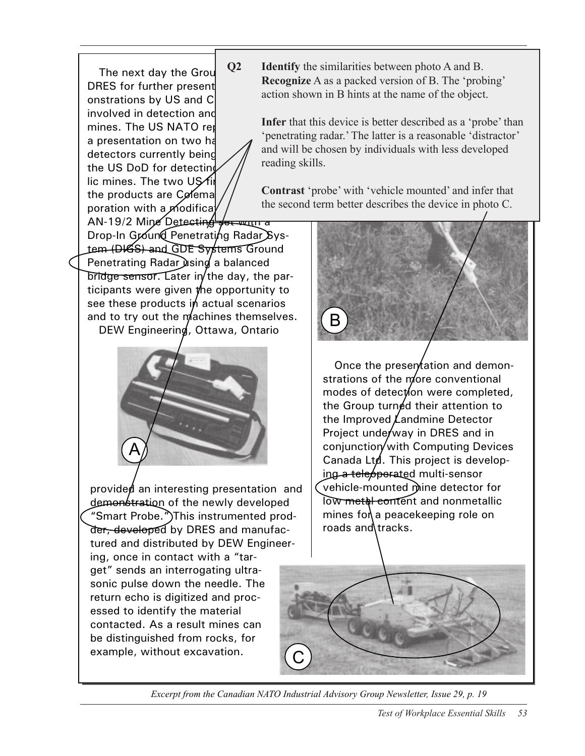**Q2** **Identify** the similarities between photo A and B. **Recognize** A as a packed version of B. The 'probing' action shown in B hints at the name of the object.

**Infer** that this device is better described as a 'probe' than 'penetrating radar.' The latter is a reasonable 'distractor' and will be chosen by individuals with less developed reading skills.

**Contrast** 'probe' with 'vehicle mounted' and infer that the second term better describes the device in photo C.

The next day the Grou[p] ... DRES for further present[ations and dem]onstrations by US and C[anadian firms] involved in detection and ... mines. The US NATO re[p] ... a presentation on two ha[nd-held] detectors currently being ... the US DoD for detecting ... lic mines. The two US fi[rms and] the products are Colema[n Cor]poration with a modifica[tion of the] AN-19/2 Mine Detecting Set with a Drop-In Ground Penetrating Radar System (DIGS) and GDE Systems Ground Penetrating Radar using a balanced bridge sensor. Later in the day, the participants were given the opportunity to see these products in actual scenarios and to try out the machines themselves.

DEW Engineering, Ottawa, Ontario

A

provided an interesting presentation and demonstration of the newly developed "Smart Probe." This instrumented prodder, developed by DRES and manufactured and distributed by DEW Engineering, once in contact with a "target" sends an interrogating ultrasonic pulse down the needle. The return echo is digitized and processed to identify the material contacted. As a result mines can be distinguished from rocks, for example, without excavation.

B

Once the presentation and demonstrations of the more conventional modes of detection were completed, the Group turned their attention to the Improved Landmine Detector Project underway in DRES and in conjunction with Computing Devices Canada Ltd. This project is developing a teleoperated multi-sensor vehicle-mounted mine detector for low metal content and nonmetallic mines for a peacekeeping role on roads and tracks.

C

*Excerpt from the Canadian NATO Industrial Advisory Group Newsletter, Issue 29, p. 19*